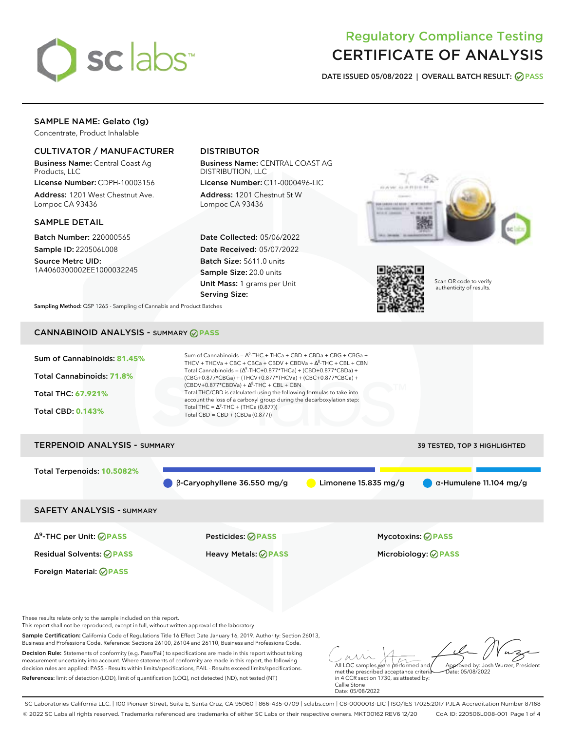# Regulatory Compliance Testing
# CERTIFICATE OF ANALYSIS

**DATE ISSUED 05/08/2022 | OVERALL BATCH RESULT: PASS**

## SAMPLE NAME: Gelato (1g)

Concentrate, Product Inhalable

### CULTIVATOR / MANUFACTURER

**Business Name:** Central Coast Ag Products, LLC
**License Number:** CDPH-10003156
**Address:** 1201 West Chestnut Ave. Lompoc CA 93436

### DISTRIBUTOR

**Business Name:** CENTRAL COAST AG DISTRIBUTION, LLC
**License Number:** C11-0000496-LIC
**Address:** 1201 Chestnut St W Lompoc CA 93436

### SAMPLE DETAIL

**Batch Number:** 220000565
**Sample ID:** 220506L008
**Source Metrc UID:** 1A4060300002EE1000032245

**Date Collected:** 05/06/2022
**Date Received:** 05/07/2022
**Batch Size:** 5611.0 units
**Sample Size:** 20.0 units
**Unit Mass:** 1 grams per Unit
**Serving Size:**

Scan QR code to verify authenticity of results.

**Sampling Method:** QSP 1265 - Sampling of Cannabis and Product Batches

## CANNABINOID ANALYSIS - SUMMARY PASS

**Sum of Cannabinoids: 81.45%**
**Total Cannabinoids: 71.8%**
**Total THC: 67.921%**
**Total CBD: 0.143%**

Sum of Cannabinoids = $\Delta^9$-THC + THCa + CBD + CBDa + CBG + CBGa + THCV + THCVa + CBC + CBCa + CBDV + CBDVa + $\Delta^8$-THC + CBL + CBN
Total Cannabinoids = ($\Delta^9$-THC+0.877*THCa) + (CBD+0.877*CBDa) + (CBG+0.877*CBGa) + (THCV+0.877*THCVa) + (CBC+0.877*CBCa) + (CBDV+0.877*CBDVa) + $\Delta^8$-THC + CBL + CBN
Total THC/CBD is calculated using the following formulas to take into account the loss of a carboxyl group during the decarboxylation step:
Total THC = $\Delta^9$-THC + (THCa (0.877))
Total CBD = CBD + (CBDa (0.877))

## TERPENOID ANALYSIS - SUMMARY

39 TESTED, TOP 3 HIGHLIGHTED

**Total Terpenoids: 10.5082%**

β-Caryophyllene 36.550 mg/g | Limonene 15.835 mg/g | α-Humulene 11.104 mg/g

## SAFETY ANALYSIS - SUMMARY

| | | |
|---|---|---|
| $\Delta^9$-THC per Unit: PASS | Pesticides: PASS | Mycotoxins: PASS |
| Residual Solvents: PASS | Heavy Metals: PASS | Microbiology: PASS |
| Foreign Material: PASS | | |

These results relate only to the sample included on this report.
This report shall not be reproduced, except in full, without written approval of the laboratory.

**Sample Certification:** California Code of Regulations Title 16 Effect Date January 16, 2019. Authority: Section 26013, Business and Professions Code. Reference: Sections 26100, 26104 and 26110, Business and Professions Code.

**Decision Rule:** Statements of conformity (e.g. Pass/Fail) to specifications are made in this report without taking measurement uncertainty into account. Where statements of conformity are made in this report, the following decision rules are applied: PASS - Results within limits/specifications, FAIL - Results exceed limits/specifications.

**References:** limit of detection (LOD), limit of quantification (LOQ), not detected (ND), not tested (NT)

All LQC samples were performed and met the prescribed acceptance criteria in 4 CCR section 1730, as attested by: Callie Stone
Date: 05/08/2022

Approved by: Josh Wurzer, President
Date: 05/08/2022

SC Laboratories California LLC. | 100 Pioneer Street, Suite E, Santa Cruz, CA 95060 | 866-435-0709 | sclabs.com | C8-0000013-LIC | ISO/IES 17025:2017 PJLA Accreditation Number 87168
© 2022 SC Labs all rights reserved. Trademarks referenced are trademarks of either SC Labs or their respective owners. MKT00162 REV6 12/20 CoA ID: 220506L008-001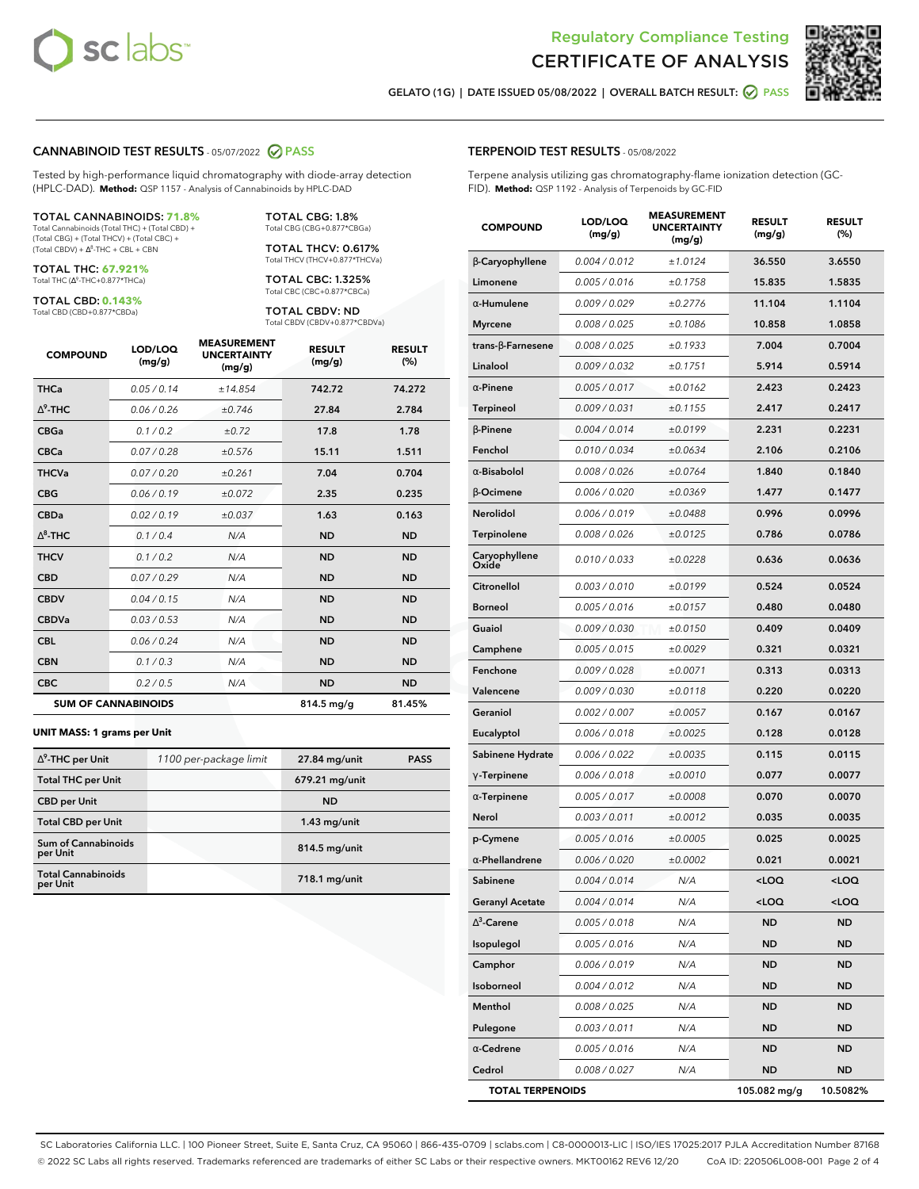Regulatory Compliance Testing
# CERTIFICATE OF ANALYSIS

GELATO (1G) | DATE ISSUED 05/08/2022 | OVERALL BATCH RESULT: PASS

## CANNABINOID TEST RESULTS - 05/07/2022 PASS

Tested by high-performance liquid chromatography with diode-array detection (HPLC-DAD). **Method:** QSP 1157 - Analysis of Cannabinoids by HPLC-DAD

**TOTAL CANNABINOIDS: 71.8%**
Total Cannabinoids (Total THC) + (Total CBD) + (Total CBG) + (Total THCV) + (Total CBC) + (Total CBDV) + $\Delta^8$-THC + CBL + CBN

**TOTAL THC: 67.921%**
Total THC ($\Delta^9$-THC+0.877*THCa)

**TOTAL CBD: 0.143%**
Total CBD (CBD+0.877*CBDa)

**TOTAL CBG: 1.8%**
Total CBG (CBG+0.877*CBGa)

**TOTAL THCV: 0.617%**
Total THCV (THCV+0.877*THCVa)

**TOTAL CBC: 1.325%**
Total CBC (CBC+0.877*CBCa)

**TOTAL CBDV: ND**
Total CBDV (CBDV+0.877*CBDVa)

| COMPOUND | LOD/LOQ (mg/g) | MEASUREMENT UNCERTAINTY (mg/g) | RESULT (mg/g) | RESULT (%) |
|---|---|---|---|---|
| THCa | 0.05 / 0.14 | ±14.854 | 742.72 | 74.272 |
| $\Delta^9$-THC | 0.06 / 0.26 | ±0.746 | 27.84 | 2.784 |
| CBGa | 0.1 / 0.2 | ±0.72 | 17.8 | 1.78 |
| CBCa | 0.07 / 0.28 | ±0.576 | 15.11 | 1.511 |
| THCVa | 0.07 / 0.20 | ±0.261 | 7.04 | 0.704 |
| CBG | 0.06 / 0.19 | ±0.072 | 2.35 | 0.235 |
| CBDa | 0.02 / 0.19 | ±0.037 | 1.63 | 0.163 |
| $\Delta^8$-THC | 0.1 / 0.4 | N/A | ND | ND |
| THCV | 0.1 / 0.2 | N/A | ND | ND |
| CBD | 0.07 / 0.29 | N/A | ND | ND |
| CBDV | 0.04 / 0.15 | N/A | ND | ND |
| CBDVa | 0.03 / 0.53 | N/A | ND | ND |
| CBL | 0.06 / 0.24 | N/A | ND | ND |
| CBN | 0.1 / 0.3 | N/A | ND | ND |
| CBC | 0.2 / 0.5 | N/A | ND | ND |
| **SUM OF CANNABINOIDS** | | | 814.5 mg/g | 81.45% |

**UNIT MASS: 1 grams per Unit**

| | | | |
|---|---|---|---|
| $\Delta^9$-THC per Unit | 1100 per-package limit | 27.84 mg/unit | PASS |
| Total THC per Unit | | 679.21 mg/unit | |
| CBD per Unit | | ND | |
| Total CBD per Unit | | 1.43 mg/unit | |
| Sum of Cannabinoids per Unit | | 814.5 mg/unit | |
| Total Cannabinoids per Unit | | 718.1 mg/unit | |

## TERPENOID TEST RESULTS - 05/08/2022

Terpene analysis utilizing gas chromatography-flame ionization detection (GC-FID). **Method:** QSP 1192 - Analysis of Terpenoids by GC-FID

| COMPOUND | LOD/LOQ (mg/g) | MEASUREMENT UNCERTAINTY (mg/g) | RESULT (mg/g) | RESULT (%) |
|---|---|---|---|---|
| β-Caryophyllene | 0.004 / 0.012 | ±1.0124 | 36.550 | 3.6550 |
| Limonene | 0.005 / 0.016 | ±0.1758 | 15.835 | 1.5835 |
| α-Humulene | 0.009 / 0.029 | ±0.2776 | 11.104 | 1.1104 |
| Myrcene | 0.008 / 0.025 | ±0.1086 | 10.858 | 1.0858 |
| trans-β-Farnesene | 0.008 / 0.025 | ±0.1933 | 7.004 | 0.7004 |
| Linalool | 0.009 / 0.032 | ±0.1751 | 5.914 | 0.5914 |
| α-Pinene | 0.005 / 0.017 | ±0.0162 | 2.423 | 0.2423 |
| Terpineol | 0.009 / 0.031 | ±0.1155 | 2.417 | 0.2417 |
| β-Pinene | 0.004 / 0.014 | ±0.0199 | 2.231 | 0.2231 |
| Fenchol | 0.010 / 0.034 | ±0.0634 | 2.106 | 0.2106 |
| α-Bisabolol | 0.008 / 0.026 | ±0.0764 | 1.840 | 0.1840 |
| β-Ocimene | 0.006 / 0.020 | ±0.0369 | 1.477 | 0.1477 |
| Nerolidol | 0.006 / 0.019 | ±0.0488 | 0.996 | 0.0996 |
| Terpinolene | 0.008 / 0.026 | ±0.0125 | 0.786 | 0.0786 |
| Caryophyllene Oxide | 0.010 / 0.033 | ±0.0228 | 0.636 | 0.0636 |
| Citronellol | 0.003 / 0.010 | ±0.0199 | 0.524 | 0.0524 |
| Borneol | 0.005 / 0.016 | ±0.0157 | 0.480 | 0.0480 |
| Guaiol | 0.009 / 0.030 | ±0.0150 | 0.409 | 0.0409 |
| Camphene | 0.005 / 0.015 | ±0.0029 | 0.321 | 0.0321 |
| Fenchone | 0.009 / 0.028 | ±0.0071 | 0.313 | 0.0313 |
| Valencene | 0.009 / 0.030 | ±0.0118 | 0.220 | 0.0220 |
| Geraniol | 0.002 / 0.007 | ±0.0057 | 0.167 | 0.0167 |
| Eucalyptol | 0.006 / 0.018 | ±0.0025 | 0.128 | 0.0128 |
| Sabinene Hydrate | 0.006 / 0.022 | ±0.0035 | 0.115 | 0.0115 |
| γ-Terpinene | 0.006 / 0.018 | ±0.0010 | 0.077 | 0.0077 |
| α-Terpinene | 0.005 / 0.017 | ±0.0008 | 0.070 | 0.0070 |
| Nerol | 0.003 / 0.011 | ±0.0012 | 0.035 | 0.0035 |
| p-Cymene | 0.005 / 0.016 | ±0.0005 | 0.025 | 0.0025 |
| α-Phellandrene | 0.006 / 0.020 | ±0.0002 | 0.021 | 0.0021 |
| Sabinene | 0.004 / 0.014 | N/A | <LOQ | <LOQ |
| Geranyl Acetate | 0.004 / 0.014 | N/A | <LOQ | <LOQ |
| $\Delta^3$-Carene | 0.005 / 0.018 | N/A | ND | ND |
| Isopulegol | 0.005 / 0.016 | N/A | ND | ND |
| Camphor | 0.006 / 0.019 | N/A | ND | ND |
| Isoborneol | 0.004 / 0.012 | N/A | ND | ND |
| Menthol | 0.008 / 0.025 | N/A | ND | ND |
| Pulegone | 0.003 / 0.011 | N/A | ND | ND |
| α-Cedrene | 0.005 / 0.016 | N/A | ND | ND |
| Cedrol | 0.008 / 0.027 | N/A | ND | ND |
| **TOTAL TERPENOIDS** | | | 105.082 mg/g | 10.5082% |

SC Laboratories California LLC. | 100 Pioneer Street, Suite E, Santa Cruz, CA 95060 | 866-435-0709 | sclabs.com | C8-0000013-LIC | ISO/IES 17025:2017 PJLA Accreditation Number 87168
© 2022 SC Labs all rights reserved. Trademarks referenced are trademarks of either SC Labs or their respective owners. MKT00162 REV6 12/20 CoA ID: 220506L008-001